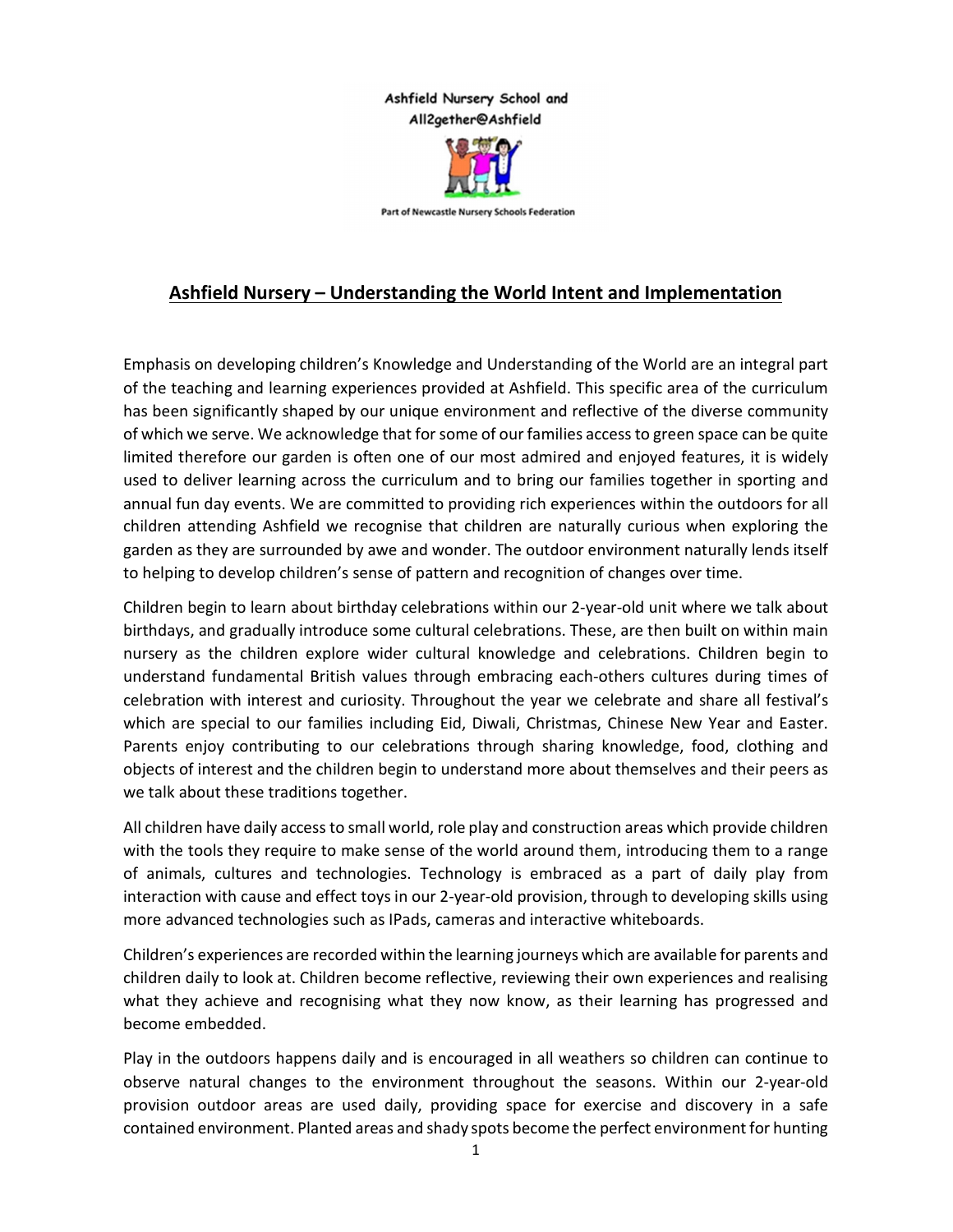Ashfield Nursery School and All2gether@Ashfield

Part of Newcastle Nursery Schools Federation

## Ashfield Nursery – Understanding the World Intent and Implementation

Emphasis on developing children's Knowledge and Understanding of the World are an integral part of the teaching and learning experiences provided at Ashfield. This specific area of the curriculum has been significantly shaped by our unique environment and reflective of the diverse community of which we serve. We acknowledge that for some of our families access to green space can be quite limited therefore our garden is often one of our most admired and enjoyed features, it is widely used to deliver learning across the curriculum and to bring our families together in sporting and annual fun day events. We are committed to providing rich experiences within the outdoors for all children attending Ashfield we recognise that children are naturally curious when exploring the garden as they are surrounded by awe and wonder. The outdoor environment naturally lends itself to helping to develop children's sense of pattern and recognition of changes over time.

Children begin to learn about birthday celebrations within our 2-year-old unit where we talk about birthdays, and gradually introduce some cultural celebrations. These, are then built on within main nursery as the children explore wider cultural knowledge and celebrations. Children begin to understand fundamental British values through embracing each-others cultures during times of celebration with interest and curiosity. Throughout the year we celebrate and share all festival's which are special to our families including Eid, Diwali, Christmas, Chinese New Year and Easter. Parents enjoy contributing to our celebrations through sharing knowledge, food, clothing and objects of interest and the children begin to understand more about themselves and their peers as we talk about these traditions together.

All children have daily access to small world, role play and construction areas which provide children with the tools they require to make sense of the world around them, introducing them to a range of animals, cultures and technologies. Technology is embraced as a part of daily play from interaction with cause and effect toys in our 2-year-old provision, through to developing skills using more advanced technologies such as IPads, cameras and interactive whiteboards.

Children's experiences are recorded within the learning journeys which are available for parents and children daily to look at. Children become reflective, reviewing their own experiences and realising what they achieve and recognising what they now know, as their learning has progressed and become embedded.

Play in the outdoors happens daily and is encouraged in all weathers so children can continue to observe natural changes to the environment throughout the seasons. Within our 2-year-old provision outdoor areas are used daily, providing space for exercise and discovery in a safe contained environment. Planted areas and shady spots become the perfect environment for hunting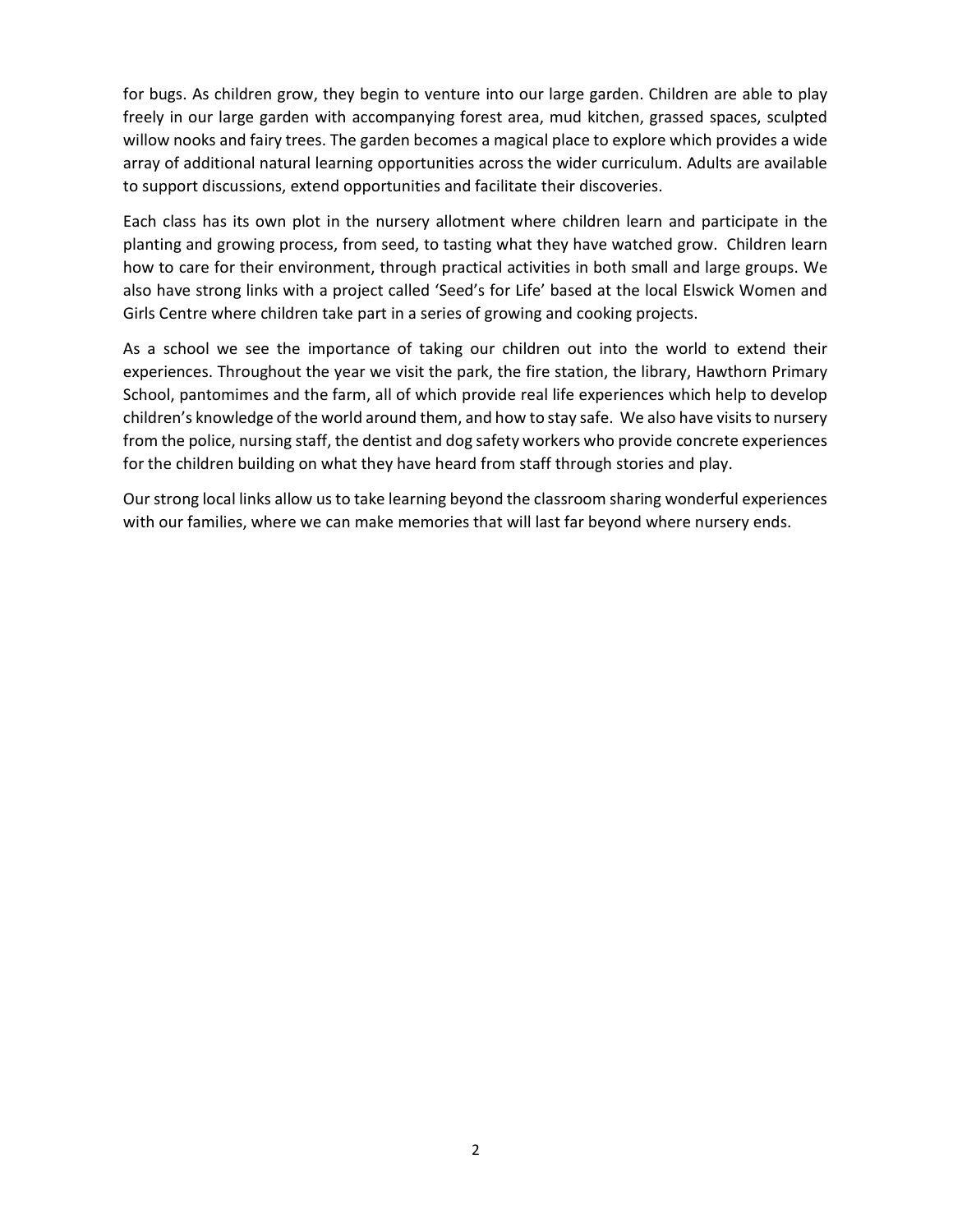for bugs. As children grow, they begin to venture into our large garden. Children are able to play freely in our large garden with accompanying forest area, mud kitchen, grassed spaces, sculpted willow nooks and fairy trees. The garden becomes a magical place to explore which provides a wide array of additional natural learning opportunities across the wider curriculum. Adults are available to support discussions, extend opportunities and facilitate their discoveries.

Each class has its own plot in the nursery allotment where children learn and participate in the planting and growing process, from seed, to tasting what they have watched grow. Children learn how to care for their environment, through practical activities in both small and large groups. We also have strong links with a project called 'Seed's for Life' based at the local Elswick Women and Girls Centre where children take part in a series of growing and cooking projects.

As a school we see the importance of taking our children out into the world to extend their experiences. Throughout the year we visit the park, the fire station, the library, Hawthorn Primary School, pantomimes and the farm, all of which provide real life experiences which help to develop children's knowledge of the world around them, and how to stay safe. We also have visits to nursery from the police, nursing staff, the dentist and dog safety workers who provide concrete experiences for the children building on what they have heard from staff through stories and play.

Our strong local links allow us to take learning beyond the classroom sharing wonderful experiences with our families, where we can make memories that will last far beyond where nursery ends.